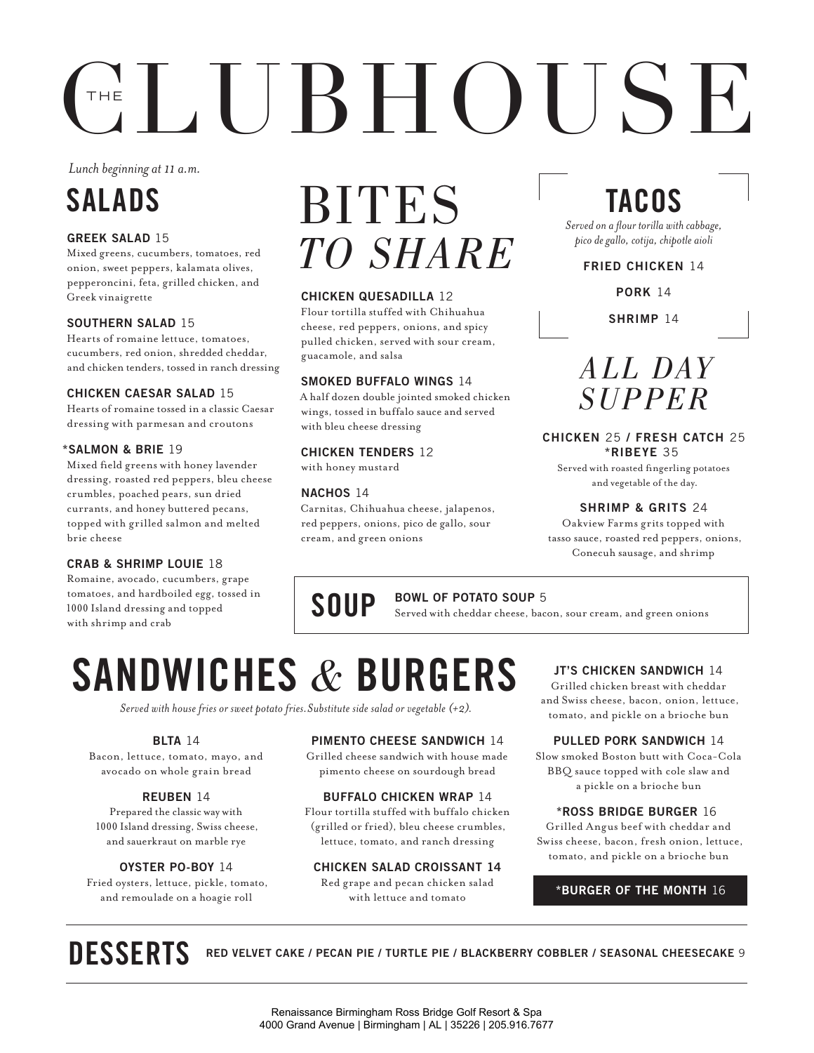# THE CLUBHOUSE

*Lunch beginning at 11 a.m.*

## SALADS

**GREEK SALAD** 15
Mixed greens, cucumbers, tomatoes, red onion, sweet peppers, kalamata olives, pepperoncini, feta, grilled chicken, and Greek vinaigrette

**SOUTHERN SALAD** 15
Hearts of romaine lettuce, tomatoes, cucumbers, red onion, shredded cheddar, and chicken tenders, tossed in ranch dressing

**CHICKEN CAESAR SALAD** 15
Hearts of romaine tossed in a classic Caesar dressing with parmesan and croutons

***SALMON & BRIE** 19
Mixed field greens with honey lavender dressing, roasted red peppers, bleu cheese crumbles, poached pears, sun dried currants, and honey buttered pecans, topped with grilled salmon and melted brie cheese

**CRAB & SHRIMP LOUIE** 18
Romaine, avocado, cucumbers, grape tomatoes, and hardboiled egg, tossed in 1000 Island dressing and topped with shrimp and crab

## BITES *TO SHARE*

**CHICKEN QUESADILLA** 12
Flour tortilla stuffed with Chihuahua cheese, red peppers, onions, and spicy pulled chicken, served with sour cream, guacamole, and salsa

**SMOKED BUFFALO WINGS** 14
A half dozen double jointed smoked chicken wings, tossed in buffalo sauce and served with bleu cheese dressing

**CHICKEN TENDERS** 12
with honey mustard

**NACHOS** 14
Carnitas, Chihuahua cheese, jalapenos, red peppers, onions, pico de gallo, sour cream, and green onions

## TACOS

*Served on a flour torilla with cabbage, pico de gallo, cotija, chipotle aioli*

**FRIED CHICKEN** 14

**PORK** 14

**SHRIMP** 14

## *ALL DAY SUPPER*

**CHICKEN** 25 **/ FRESH CATCH** 25
***RIBEYE** 35
Served with roasted fingerling potatoes and vegetable of the day.

**SHRIMP & GRITS** 24
Oakview Farms grits topped with tasso sauce, roasted red peppers, onions, Conecuh sausage, and shrimp

## SOUP

**BOWL OF POTATO SOUP** 5
Served with cheddar cheese, bacon, sour cream, and green onions

## SANDWICHES & BURGERS

*Served with house fries or sweet potato fries. Substitute side salad or vegetable (+2).*

**BLTA** 14
Bacon, lettuce, tomato, mayo, and avocado on whole grain bread

**REUBEN** 14
Prepared the classic way with 1000 Island dressing, Swiss cheese, and sauerkraut on marble rye

**OYSTER PO-BOY** 14
Fried oysters, lettuce, pickle, tomato, and remoulade on a hoagie roll

**PIMENTO CHEESE SANDWICH** 14
Grilled cheese sandwich with house made pimento cheese on sourdough bread

**BUFFALO CHICKEN WRAP** 14
Flour tortilla stuffed with buffalo chicken (grilled or fried), bleu cheese crumbles, lettuce, tomato, and ranch dressing

**CHICKEN SALAD CROISSANT 14**
Red grape and pecan chicken salad with lettuce and tomato

**JT'S CHICKEN SANDWICH** 14
Grilled chicken breast with cheddar and Swiss cheese, bacon, onion, lettuce, tomato, and pickle on a brioche bun

**PULLED PORK SANDWICH** 14
Slow smoked Boston butt with Coca-Cola BBQ sauce topped with cole slaw and a pickle on a brioche bun

***ROSS BRIDGE BURGER** 16
Grilled Angus beef with cheddar and Swiss cheese, bacon, fresh onion, lettuce, tomato, and pickle on a brioche bun

***BURGER OF THE MONTH** 16

## DESSERTS

**RED VELVET CAKE / PECAN PIE / TURTLE PIE / BLACKBERRY COBBLER / SEASONAL CHEESECAKE** 9

Renaissance Birmingham Ross Bridge Golf Resort & Spa
4000 Grand Avenue | Birmingham | AL | 35226 | 205.916.7677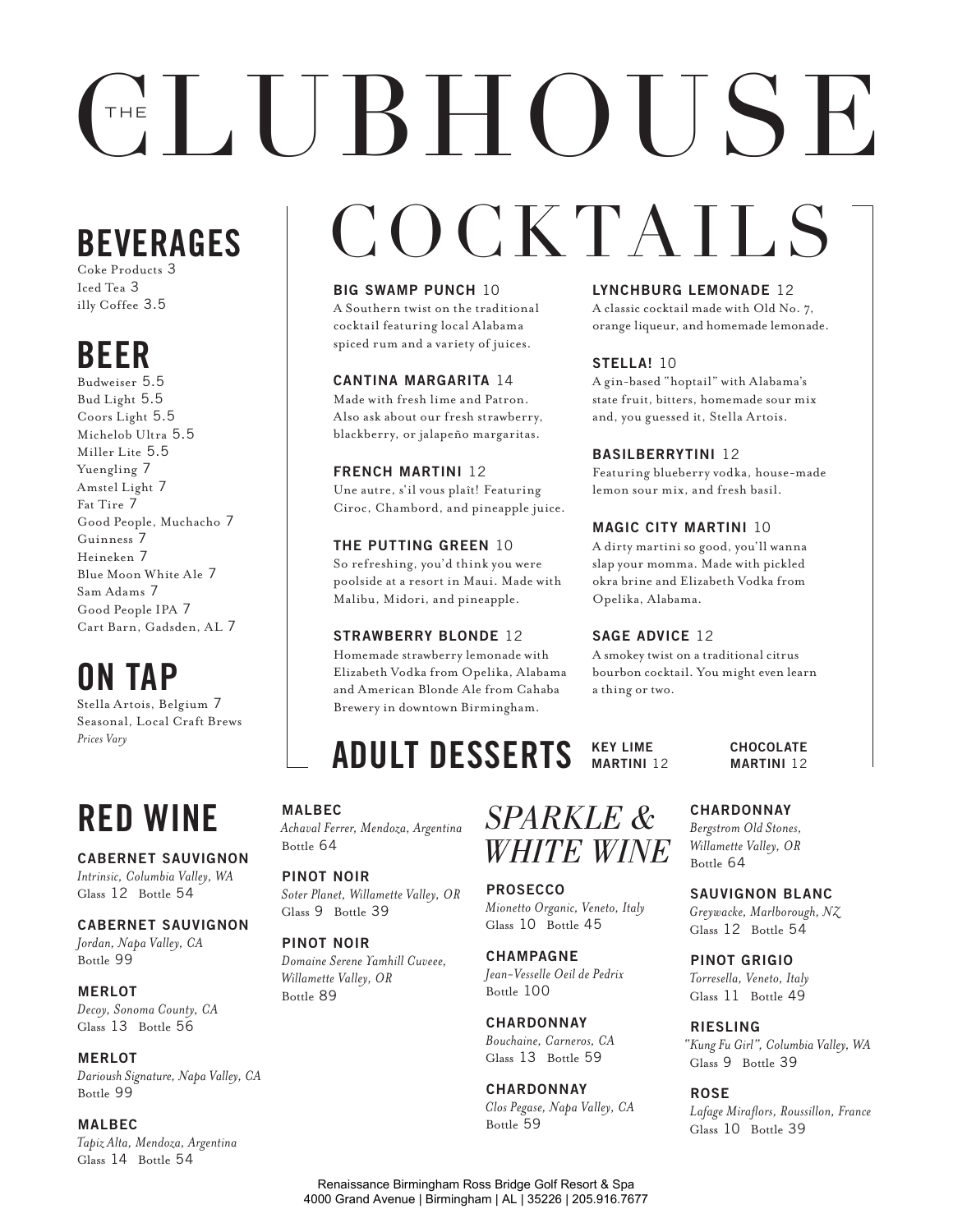# THE CLUBHOUSE

## BEVERAGES

Coke Products 3
Iced Tea 3
illy Coffee 3.5

## BEER

Budweiser 5.5
Bud Light 5.5
Coors Light 5.5
Michelob Ultra 5.5
Miller Lite 5.5
Yuengling 7
Amstel Light 7
Fat Tire 7
Good People, Muchacho 7
Guinness 7
Heineken 7
Blue Moon White Ale 7
Sam Adams 7
Good People IPA 7
Cart Barn, Gadsden, AL 7

## ON TAP

Stella Artois, Belgium 7
Seasonal, Local Craft Brews
*Prices Vary*

## COCKTAILS

**BIG SWAMP PUNCH** 10
A Southern twist on the traditional cocktail featuring local Alabama spiced rum and a variety of juices.

**CANTINA MARGARITA** 14
Made with fresh lime and Patron. Also ask about our fresh strawberry, blackberry, or jalapeño margaritas.

**FRENCH MARTINI** 12
Une autre, s'il vous plaît! Featuring Ciroc, Chambord, and pineapple juice.

**THE PUTTING GREEN** 10
So refreshing, you'd think you were poolside at a resort in Maui. Made with Malibu, Midori, and pineapple.

**STRAWBERRY BLONDE** 12
Homemade strawberry lemonade with Elizabeth Vodka from Opelika, Alabama and American Blonde Ale from Cahaba Brewery in downtown Birmingham.

**LYNCHBURG LEMONADE** 12
A classic cocktail made with Old No. 7, orange liqueur, and homemade lemonade.

**STELLA!** 10
A gin-based "hoptail" with Alabama's state fruit, bitters, homemade sour mix and, you guessed it, Stella Artois.

**BASILBERRYTINI** 12
Featuring blueberry vodka, house-made lemon sour mix, and fresh basil.

**MAGIC CITY MARTINI** 10
A dirty martini so good, you'll wanna slap your momma. Made with pickled okra brine and Elizabeth Vodka from Opelika, Alabama.

**SAGE ADVICE** 12
A smokey twist on a traditional citrus bourbon cocktail. You might even learn a thing or two.

## ADULT DESSERTS

**KEY LIME MARTINI** 12

**CHOCOLATE MARTINI** 12

## RED WINE

**CABERNET SAUVIGNON**
*Intrinsic, Columbia Valley, WA*
Glass 12 Bottle 54

**CABERNET SAUVIGNON**
*Jordan, Napa Valley, CA*
Bottle 99

**MERLOT**
*Decoy, Sonoma County, CA*
Glass 13 Bottle 56

**MERLOT**
*Darioush Signature, Napa Valley, CA*
Bottle 99

**MALBEC**
*Tapiz Alta, Mendoza, Argentina*
Glass 14 Bottle 54

**MALBEC**
*Achaval Ferrer, Mendoza, Argentina*
Bottle 64

**PINOT NOIR**
*Soter Planet, Willamette Valley, OR*
Glass 9 Bottle 39

**PINOT NOIR**
*Domaine Serene Yamhill Cuveee, Willamette Valley, OR*
Bottle 89

## *SPARKLE & WHITE WINE*

**PROSECCO**
*Mionetto Organic, Veneto, Italy*
Glass 10 Bottle 45

**CHAMPAGNE**
*Jean-Vesselle Oeil de Pedrix*
Bottle 100

**CHARDONNAY**
*Bouchaine, Carneros, CA*
Glass 13 Bottle 59

**CHARDONNAY**
*Clos Pegase, Napa Valley, CA*
Bottle 59

**CHARDONNAY**
*Bergstrom Old Stones, Willamette Valley, OR*
Bottle 64

**SAUVIGNON BLANC**
*Greywacke, Marlborough, NZ*
Glass 12 Bottle 54

**PINOT GRIGIO**
*Torresella, Veneto, Italy*
Glass 11 Bottle 49

**RIESLING**
*"Kung Fu Girl", Columbia Valley, WA*
Glass 9 Bottle 39

**ROSE**
*Lafage Miraflors, Roussillon, France*
Glass 10 Bottle 39

Renaissance Birmingham Ross Bridge Golf Resort & Spa
4000 Grand Avenue | Birmingham | AL | 35226 | 205.916.7677